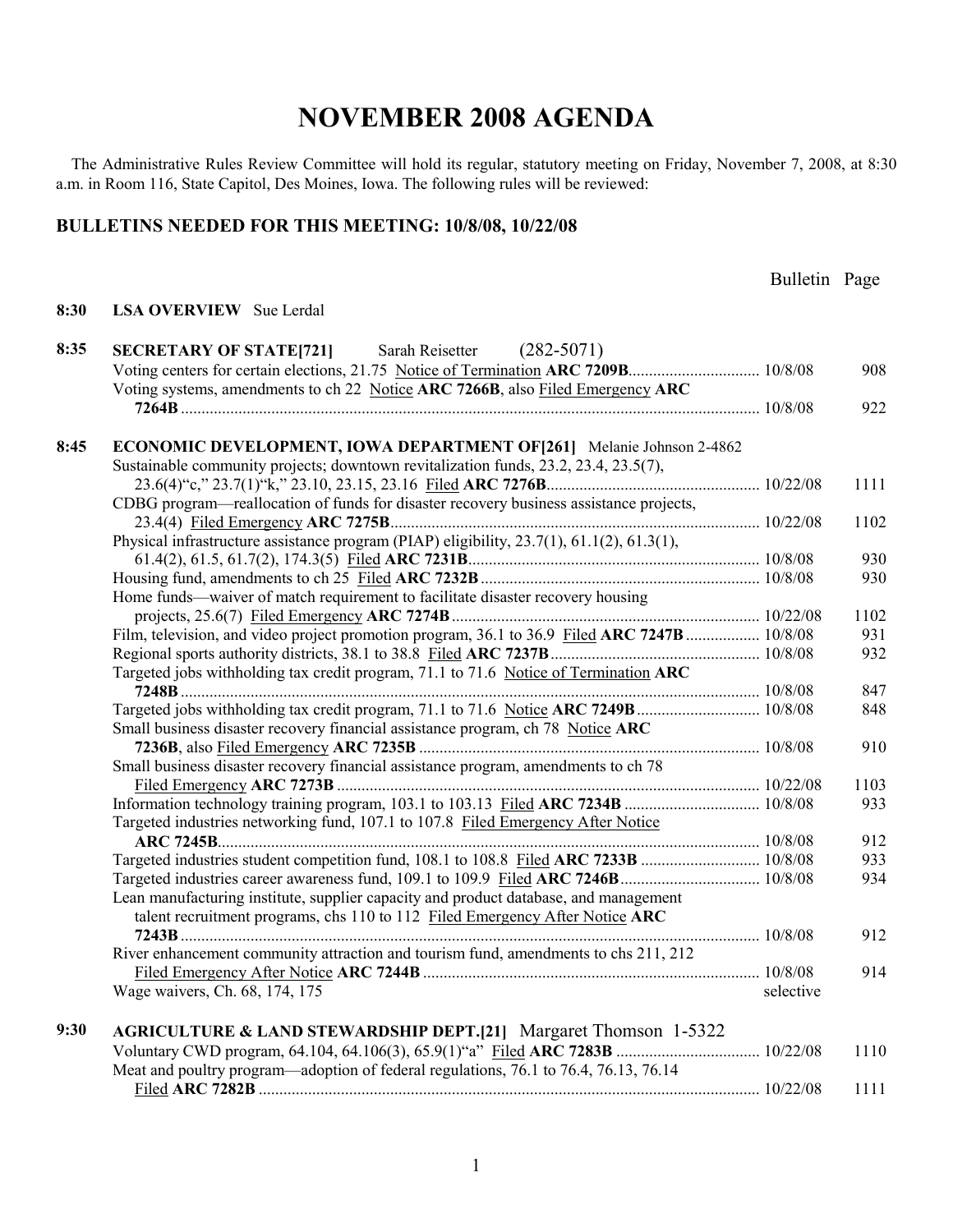# NOVEMBER 2008 AGENDA

The Administrative Rules Review Committee will hold its regular, statutory meeting on Friday, November 7, 2008, at 8:30 a.m. in Room 116, State Capitol, Des Moines, Iowa. The following rules will be reviewed:

## BULLETINS NEEDED FOR THIS MEETING: 10/8/08, 10/22/08

| Time | Item | Bulletin | Page |
|---|---|---|---|
| 8:30 | **LSA OVERVIEW** Sue Lerdal | | |
| 8:35 | **SECRETARY OF STATE[721]** Sarah Reisetter (282-5071) | | |
| | Voting centers for certain elections, 21.75 Notice of Termination **ARC 7209B** | 10/8/08 | 908 |
| | Voting systems, amendments to ch 22 Notice **ARC 7266B**, also Filed Emergency **ARC 7264B** | 10/8/08 | 922 |
| 8:45 | **ECONOMIC DEVELOPMENT, IOWA DEPARTMENT OF[261]** Melanie Johnson 2-4862 | | |
| | Sustainable community projects; downtown revitalization funds, 23.2, 23.4, 23.5(7), 23.6(4)"c," 23.7(1)"k," 23.10, 23.15, 23.16 Filed **ARC 7276B** | 10/22/08 | 1111 |
| | CDBG program—reallocation of funds for disaster recovery business assistance projects, 23.4(4) Filed Emergency **ARC 7275B** | 10/22/08 | 1102 |
| | Physical infrastructure assistance program (PIAP) eligibility, 23.7(1), 61.1(2), 61.3(1), 61.4(2), 61.5, 61.7(2), 174.3(5) Filed **ARC 7231B** | 10/8/08 | 930 |
| | Housing fund, amendments to ch 25 Filed **ARC 7232B** | 10/8/08 | 930 |
| | Home funds—waiver of match requirement to facilitate disaster recovery housing projects, 25.6(7) Filed Emergency **ARC 7274B** | 10/22/08 | 1102 |
| | Film, television, and video project promotion program, 36.1 to 36.9 Filed **ARC 7247B** | 10/8/08 | 931 |
| | Regional sports authority districts, 38.1 to 38.8 Filed **ARC 7237B** | 10/8/08 | 932 |
| | Targeted jobs withholding tax credit program, 71.1 to 71.6 Notice of Termination **ARC 7248B** | 10/8/08 | 847 |
| | Targeted jobs withholding tax credit program, 71.1 to 71.6 Notice **ARC 7249B** | 10/8/08 | 848 |
| | Small business disaster recovery financial assistance program, ch 78 Notice **ARC 7236B**, also Filed Emergency **ARC 7235B** | 10/8/08 | 910 |
| | Small business disaster recovery financial assistance program, amendments to ch 78 Filed Emergency **ARC 7273B** | 10/22/08 | 1103 |
| | Information technology training program, 103.1 to 103.13 Filed **ARC 7234B** | 10/8/08 | 933 |
| | Targeted industries networking fund, 107.1 to 107.8 Filed Emergency After Notice **ARC 7245B** | 10/8/08 | 912 |
| | Targeted industries student competition fund, 108.1 to 108.8 Filed **ARC 7233B** | 10/8/08 | 933 |
| | Targeted industries career awareness fund, 109.1 to 109.9 Filed **ARC 7246B** | 10/8/08 | 934 |
| | Lean manufacturing institute, supplier capacity and product database, and management talent recruitment programs, chs 110 to 112 Filed Emergency After Notice **ARC 7243B** | 10/8/08 | 912 |
| | River enhancement community attraction and tourism fund, amendments to chs 211, 212 Filed Emergency After Notice **ARC 7244B** | 10/8/08 | 914 |
| | Wage waivers, Ch. 68, 174, 175 | selective | |
| 9:30 | **AGRICULTURE & LAND STEWARDSHIP DEPT.[21]** Margaret Thomson 1-5322 | | |
| | Voluntary CWD program, 64.104, 64.106(3), 65.9(1)"a" Filed **ARC 7283B** | 10/22/08 | 1110 |
| | Meat and poultry program—adoption of federal regulations, 76.1 to 76.4, 76.13, 76.14 Filed **ARC 7282B** | 10/22/08 | 1111 |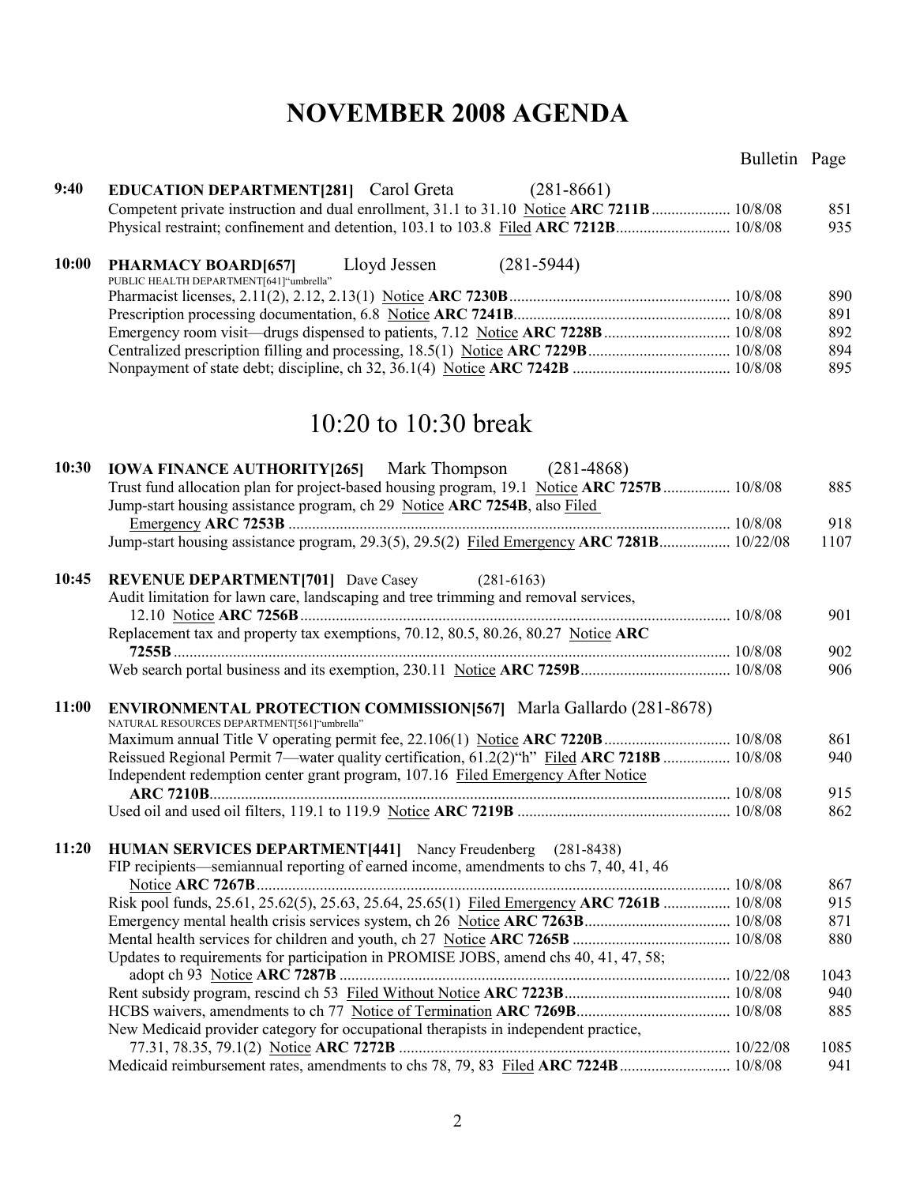# NOVEMBER 2008 AGENDA

| Time | Item | Bulletin | Page |
|---|---|---|---|
| **9:40** | **EDUCATION DEPARTMENT[281]** Carol Greta (281-8661) | | |
| | Competent private instruction and dual enrollment, 31.1 to 31.10 Notice **ARC 7211B** | 10/8/08 | 851 |
| | Physical restraint; confinement and detention, 103.1 to 103.8 Filed **ARC 7212B** | 10/8/08 | 935 |
| **10:00** | **PHARMACY BOARD[657]** Lloyd Jessen (281-5944) PUBLIC HEALTH DEPARTMENT[641]"umbrella" | | |
| | Pharmacist licenses, 2.11(2), 2.12, 2.13(1) Notice **ARC 7230B** | 10/8/08 | 890 |
| | Prescription processing documentation, 6.8 Notice **ARC 7241B** | 10/8/08 | 891 |
| | Emergency room visit—drugs dispensed to patients, 7.12 Notice **ARC 7228B** | 10/8/08 | 892 |
| | Centralized prescription filling and processing, 18.5(1) Notice **ARC 7229B** | 10/8/08 | 894 |
| | Nonpayment of state debt; discipline, ch 32, 36.1(4) Notice **ARC 7242B** | 10/8/08 | 895 |

## 10:20 to 10:30 break

| Time | Item | Bulletin | Page |
|---|---|---|---|
| **10:30** | **IOWA FINANCE AUTHORITY[265]** Mark Thompson (281-4868) | | |
| | Trust fund allocation plan for project-based housing program, 19.1 Notice **ARC 7257B** | 10/8/08 | 885 |
| | Jump-start housing assistance program, ch 29 Notice **ARC 7254B**, also Filed Emergency **ARC 7253B** | 10/8/08 | 918 |
| | Jump-start housing assistance program, 29.3(5), 29.5(2) Filed Emergency **ARC 7281B** | 10/22/08 | 1107 |
| **10:45** | **REVENUE DEPARTMENT[701]** Dave Casey (281-6163) | | |
| | Audit limitation for lawn care, landscaping and tree trimming and removal services, 12.10 Notice **ARC 7256B** | 10/8/08 | 901 |
| | Replacement tax and property tax exemptions, 70.12, 80.5, 80.26, 80.27 Notice **ARC 7255B** | 10/8/08 | 902 |
| | Web search portal business and its exemption, 230.11 Notice **ARC 7259B** | 10/8/08 | 906 |
| **11:00** | **ENVIRONMENTAL PROTECTION COMMISSION[567]** Marla Gallardo (281-8678) NATURAL RESOURCES DEPARTMENT[561]"umbrella" | | |
| | Maximum annual Title V operating permit fee, 22.106(1) Notice **ARC 7220B** | 10/8/08 | 861 |
| | Reissued Regional Permit 7—water quality certification, 61.2(2)"h" Filed **ARC 7218B** | 10/8/08 | 940 |
| | Independent redemption center grant program, 107.16 Filed Emergency After Notice **ARC 7210B** | 10/8/08 | 915 |
| | Used oil and used oil filters, 119.1 to 119.9 Notice **ARC 7219B** | 10/8/08 | 862 |
| **11:20** | **HUMAN SERVICES DEPARTMENT[441]** Nancy Freudenberg (281-8438) | | |
| | FIP recipients—semiannual reporting of earned income, amendments to chs 7, 40, 41, 46 Notice **ARC 7267B** | 10/8/08 | 867 |
| | Risk pool funds, 25.61, 25.62(5), 25.63, 25.64, 25.65(1) Filed Emergency **ARC 7261B** | 10/8/08 | 915 |
| | Emergency mental health crisis services system, ch 26 Notice **ARC 7263B** | 10/8/08 | 871 |
| | Mental health services for children and youth, ch 27 Notice **ARC 7265B** | 10/8/08 | 880 |
| | Updates to requirements for participation in PROMISE JOBS, amend chs 40, 41, 47, 58; adopt ch 93 Notice **ARC 7287B** | 10/22/08 | 1043 |
| | Rent subsidy program, rescind ch 53 Filed Without Notice **ARC 7223B** | 10/8/08 | 940 |
| | HCBS waivers, amendments to ch 77 Notice of Termination **ARC 7269B** | 10/8/08 | 885 |
| | New Medicaid provider category for occupational therapists in independent practice, 77.31, 78.35, 79.1(2) Notice **ARC 7272B** | 10/22/08 | 1085 |
| | Medicaid reimbursement rates, amendments to chs 78, 79, 83 Filed **ARC 7224B** | 10/8/08 | 941 |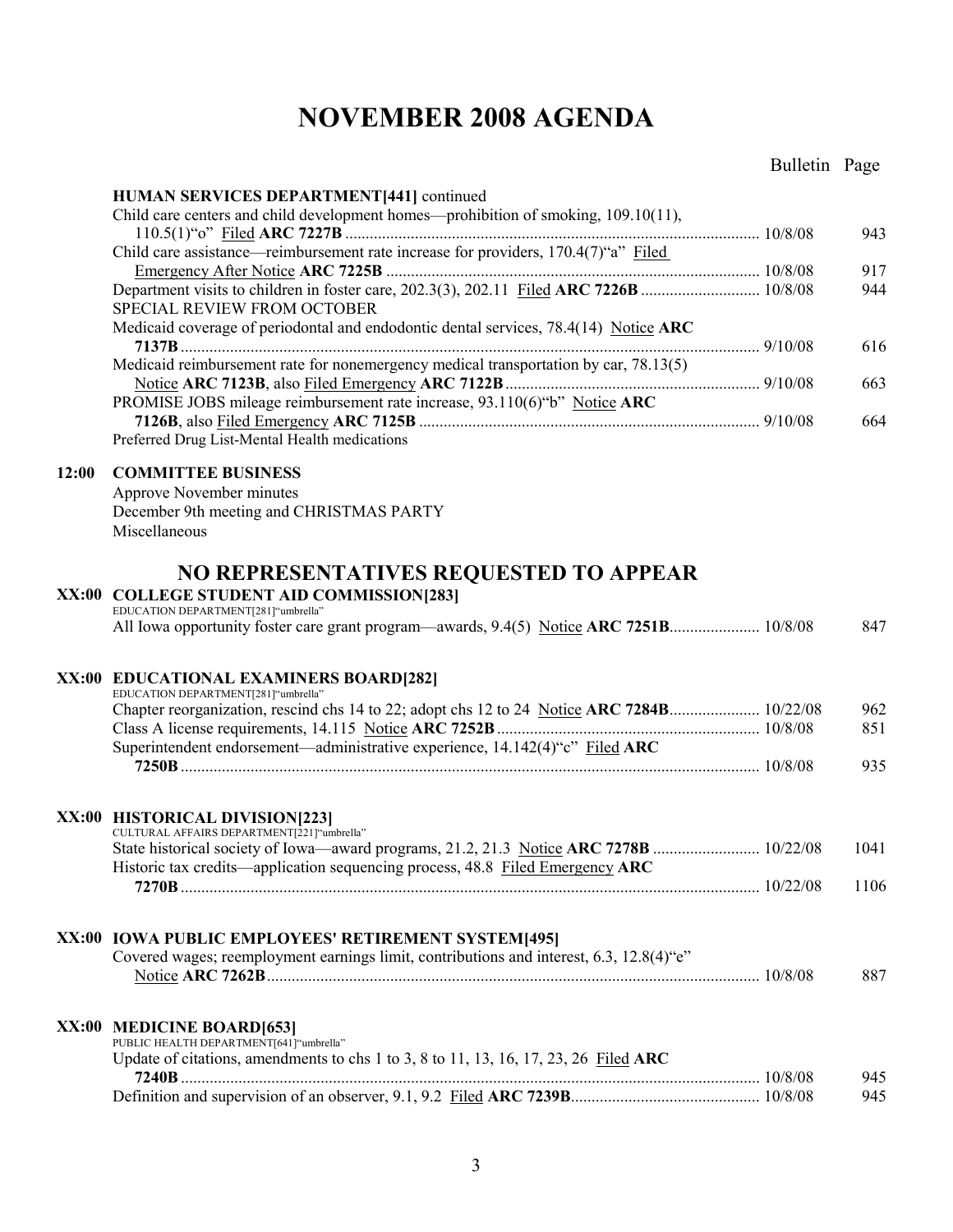# NOVEMBER 2008 AGENDA

| | | Bulletin | Page |
|---|---|---|---|
| | **HUMAN SERVICES DEPARTMENT[441]** continued | | |
| | Child care centers and child development homes—prohibition of smoking, 109.10(11), 110.5(1)"o" Filed **ARC 7227B** | 10/8/08 | 943 |
| | Child care assistance—reimbursement rate increase for providers, 170.4(7)"a" Filed Emergency After Notice **ARC 7225B** | 10/8/08 | 917 |
| | Department visits to children in foster care, 202.3(3), 202.11 Filed **ARC 7226B** | 10/8/08 | 944 |
| | SPECIAL REVIEW FROM OCTOBER | | |
| | Medicaid coverage of periodontal and endodontic dental services, 78.4(14) Notice **ARC 7137B** | 9/10/08 | 616 |
| | Medicaid reimbursement rate for nonemergency medical transportation by car, 78.13(5) Notice **ARC 7123B**, also Filed Emergency **ARC 7122B** | 9/10/08 | 663 |
| | PROMISE JOBS mileage reimbursement rate increase, 93.110(6)"b" Notice **ARC 7126B**, also Filed Emergency **ARC 7125B** | 9/10/08 | 664 |
| | Preferred Drug List-Mental Health medications | | |
| **12:00** | **COMMITTEE BUSINESS** | | |
| | Approve November minutes | | |
| | December 9th meeting and CHRISTMAS PARTY | | |
| | Miscellaneous | | |

## NO REPRESENTATIVES REQUESTED TO APPEAR

| | | Bulletin | Page |
|---|---|---|---|
| **XX:00** | **COLLEGE STUDENT AID COMMISSION[283]** | | |
| | EDUCATION DEPARTMENT[281]"umbrella" | | |
| | All Iowa opportunity foster care grant program—awards, 9.4(5) Notice **ARC 7251B** | 10/8/08 | 847 |
| **XX:00** | **EDUCATIONAL EXAMINERS BOARD[282]** | | |
| | EDUCATION DEPARTMENT[281]"umbrella" | | |
| | Chapter reorganization, rescind chs 14 to 22; adopt chs 12 to 24 Notice **ARC 7284B** | 10/22/08 | 962 |
| | Class A license requirements, 14.115 Notice **ARC 7252B** | 10/8/08 | 851 |
| | Superintendent endorsement—administrative experience, 14.142(4)"c" Filed **ARC 7250B** | 10/8/08 | 935 |
| **XX:00** | **HISTORICAL DIVISION[223]** | | |
| | CULTURAL AFFAIRS DEPARTMENT[221]"umbrella" | | |
| | State historical society of Iowa—award programs, 21.2, 21.3 Notice **ARC 7278B** | 10/22/08 | 1041 |
| | Historic tax credits—application sequencing process, 48.8 Filed Emergency **ARC 7270B** | 10/22/08 | 1106 |
| **XX:00** | **IOWA PUBLIC EMPLOYEES' RETIREMENT SYSTEM[495]** | | |
| | Covered wages; reemployment earnings limit, contributions and interest, 6.3, 12.8(4)"e" Notice **ARC 7262B** | 10/8/08 | 887 |
| **XX:00** | **MEDICINE BOARD[653]** | | |
| | PUBLIC HEALTH DEPARTMENT[641]"umbrella" | | |
| | Update of citations, amendments to chs 1 to 3, 8 to 11, 13, 16, 17, 23, 26 Filed **ARC 7240B** | 10/8/08 | 945 |
| | Definition and supervision of an observer, 9.1, 9.2 Filed **ARC 7239B** | 10/8/08 | 945 |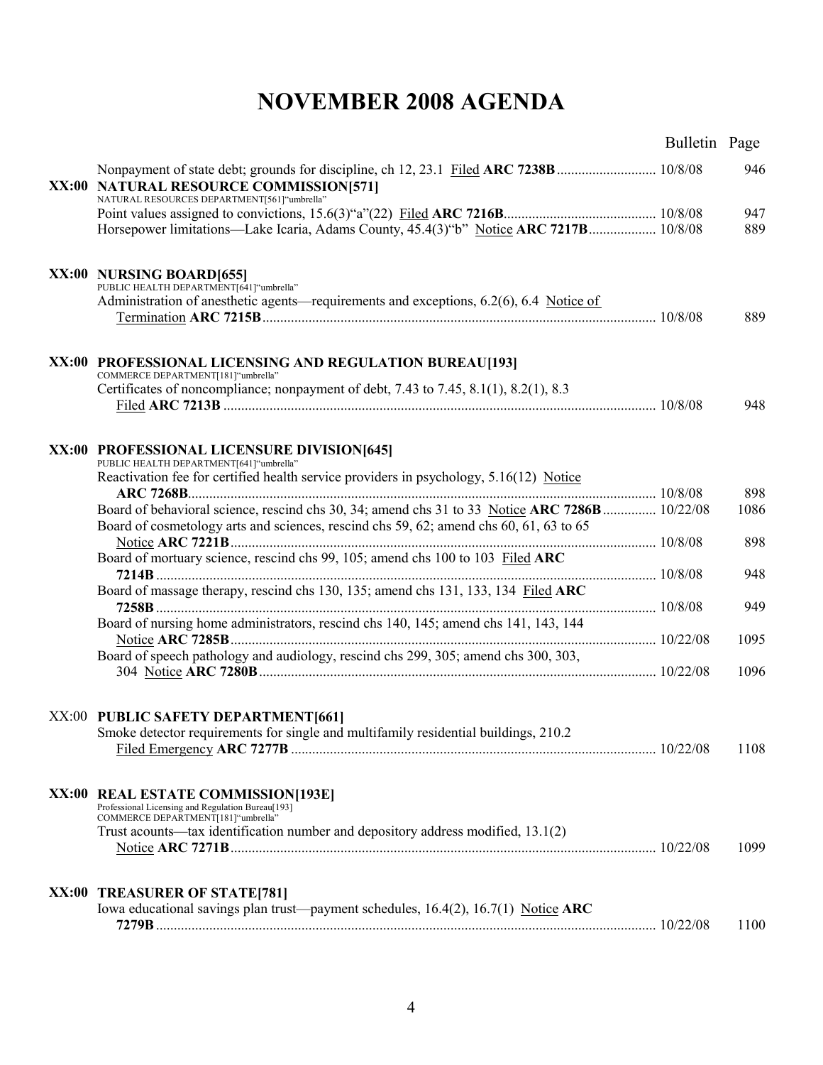// NOVEMBER 2008 AGENDA

| | | Bulletin | Page |
|---|---|---|---|
| | Nonpayment of state debt; grounds for discipline, ch 12, 23.1 Filed **ARC 7238B** | 10/8/08 | 946 |
| **XX:00** | **NATURAL RESOURCE COMMISSION[571]** NATURAL RESOURCES DEPARTMENT[561]"umbrella" | | |
| | Point values assigned to convictions, 15.6(3)"a"(22) Filed **ARC 7216B** | 10/8/08 | 947 |
| | Horsepower limitations—Lake Icaria, Adams County, 45.4(3)"b" Notice **ARC 7217B** | 10/8/08 | 889 |
| **XX:00** | **NURSING BOARD[655]** PUBLIC HEALTH DEPARTMENT[641]"umbrella" | | |
| | Administration of anesthetic agents—requirements and exceptions, 6.2(6), 6.4 Notice of Termination **ARC 7215B** | 10/8/08 | 889 |
| **XX:00** | **PROFESSIONAL LICENSING AND REGULATION BUREAU[193]** COMMERCE DEPARTMENT[181]"umbrella" | | |
| | Certificates of noncompliance; nonpayment of debt, 7.43 to 7.45, 8.1(1), 8.2(1), 8.3 Filed **ARC 7213B** | 10/8/08 | 948 |
| **XX:00** | **PROFESSIONAL LICENSURE DIVISION[645]** PUBLIC HEALTH DEPARTMENT[641]"umbrella" | | |
| | Reactivation fee for certified health service providers in psychology, 5.16(12) Notice **ARC 7268B** | 10/8/08 | 898 |
| | Board of behavioral science, rescind chs 30, 34; amend chs 31 to 33 Notice **ARC 7286B** | 10/22/08 | 1086 |
| | Board of cosmetology arts and sciences, rescind chs 59, 62; amend chs 60, 61, 63 to 65 Notice **ARC 7221B** | 10/8/08 | 898 |
| | Board of mortuary science, rescind chs 99, 105; amend chs 100 to 103 Filed **ARC 7214B** | 10/8/08 | 948 |
| | Board of massage therapy, rescind chs 130, 135; amend chs 131, 133, 134 Filed **ARC 7258B** | 10/8/08 | 949 |
| | Board of nursing home administrators, rescind chs 140, 145; amend chs 141, 143, 144 Notice **ARC 7285B** | 10/22/08 | 1095 |
| | Board of speech pathology and audiology, rescind chs 299, 305; amend chs 300, 303, 304 Notice **ARC 7280B** | 10/22/08 | 1096 |
| XX:00 | **PUBLIC SAFETY DEPARTMENT[661]** | | |
| | Smoke detector requirements for single and multifamily residential buildings, 210.2 Filed Emergency **ARC 7277B** | 10/22/08 | 1108 |
| **XX:00** | **REAL ESTATE COMMISSION[193E]** Professional Licensing and Regulation Bureau[193] COMMERCE DEPARTMENT[181]"umbrella" | | |
| | Trust acounts—tax identification number and depository address modified, 13.1(2) Notice **ARC 7271B** | 10/22/08 | 1099 |
| **XX:00** | **TREASURER OF STATE[781]** | | |
| | Iowa educational savings plan trust—payment schedules, 16.4(2), 16.7(1) Notice **ARC 7279B** | 10/22/08 | 1100 |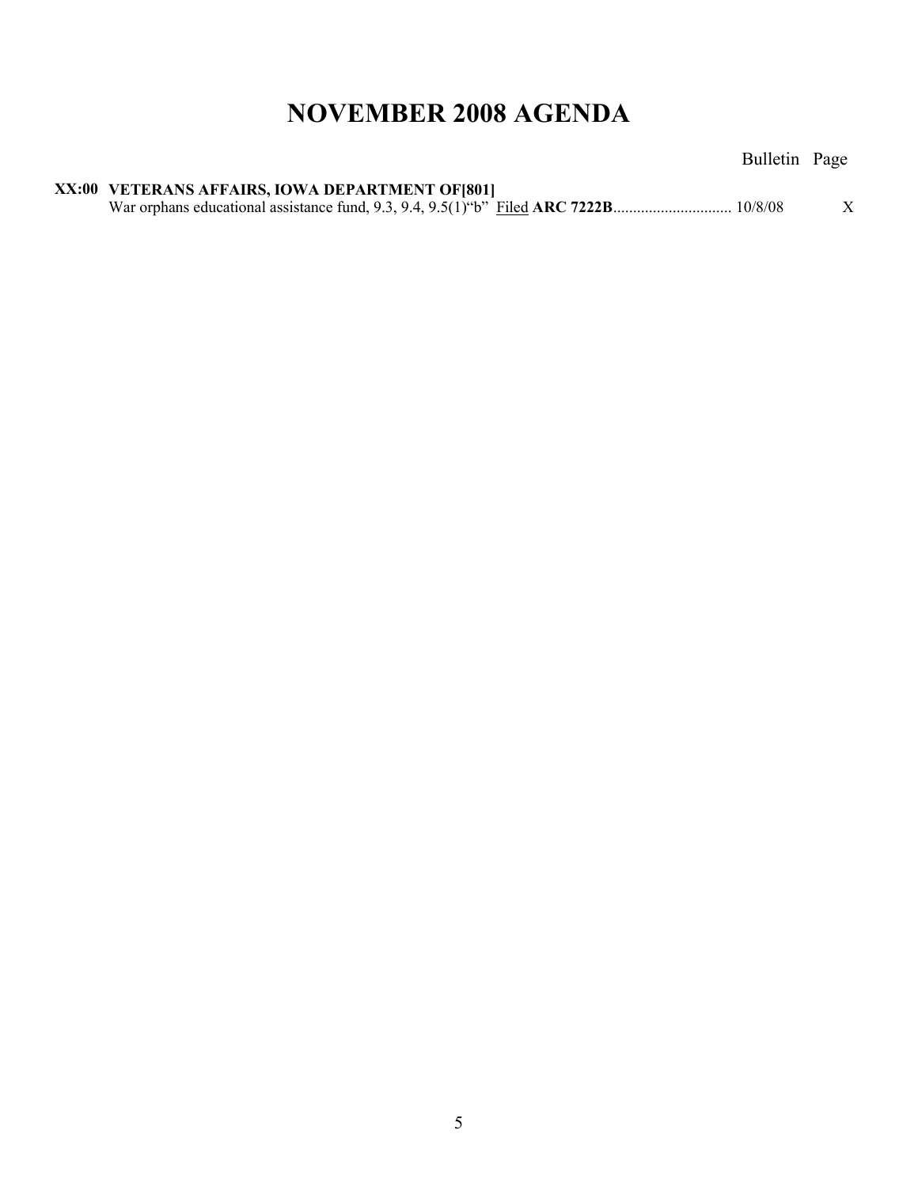# NOVEMBER 2008 AGENDA

| | | Bulletin | Page |
|---|---|---|---|
| **XX:00** | **VETERANS AFFAIRS, IOWA DEPARTMENT OF[801]** | | |
| | War orphans educational assistance fund, 9.3, 9.4, 9.5(1)"b" Filed **ARC 7222B**.............................. | 10/8/08 | X |